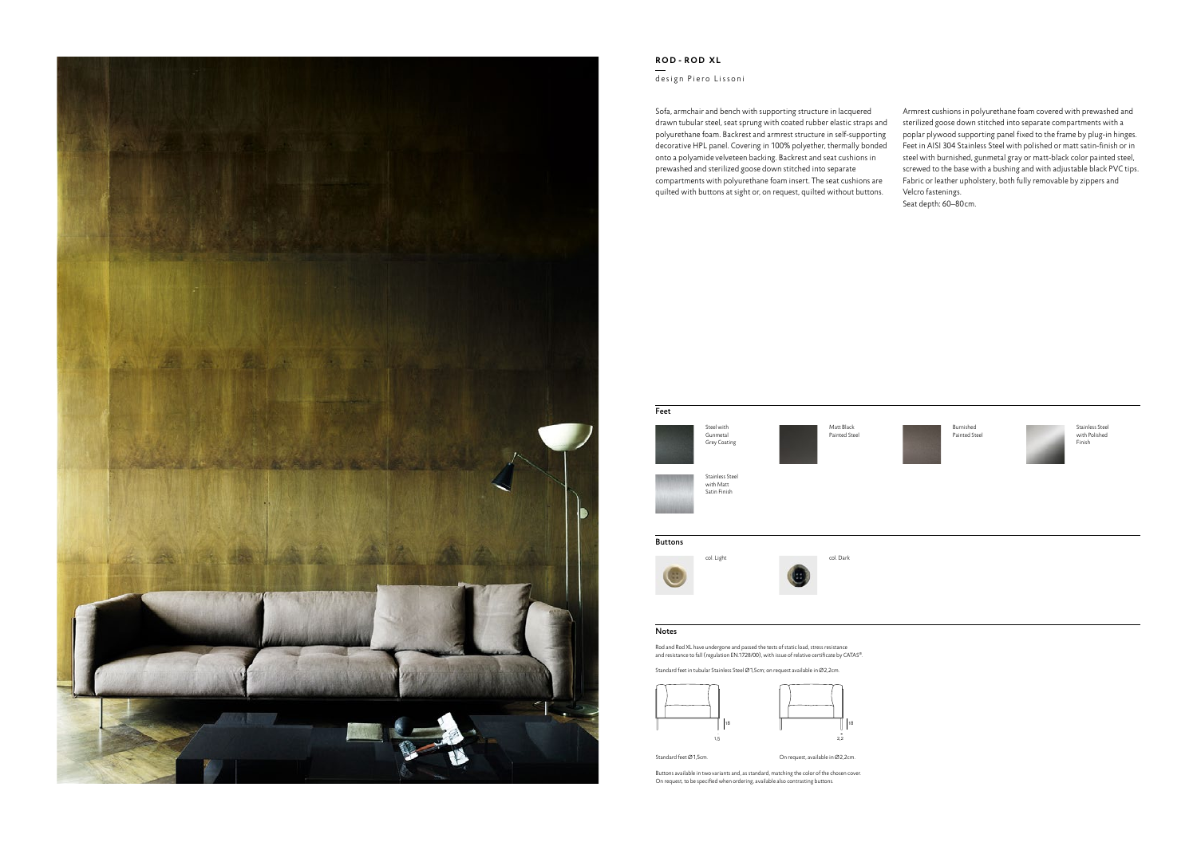# ROD - ROD XL

design Piero Lissoni

Sofa, armchair and bench with supporting structure in lacquered drawn tubular steel, seat sprung with coated rubber elastic straps and polyurethane foam. Backrest and armrest structure in self-supporting decorative HPL panel. Covering in 100% polyether, thermally bonded onto a polyamide velveteen backing. Backrest and seat cushions in prewashed and sterilized goose down stitched into separate compartments with polyurethane foam insert. The seat cushions are quilted with buttons at sight or, on request, quilted without buttons.

Armrest cushions in polyurethane foam covered with prewashed and sterilized goose down stitched into separate compartments with a poplar plywood supporting panel fixed to the frame by plug-in hinges. Feet in AISI 304 Stainless Steel with polished or matt satin-finish or in steel with burnished, gunmetal gray or matt-black color painted steel, screwed to the base with a bushing and with adjustable black PVC tips. Fabric or leather upholstery, both fully removable by zippers and Velcro fastenings.
Seat depth: 60–80cm.

## Feet

Steel with Gunmetal Grey Coating

Matt Black Painted Steel

Burnished Painted Steel

Stainless Steel with Polished Finish

Stainless Steel with Matt Satin Finish

## Buttons

col. Light

col. Dark

## Notes

Rod and Rod XL have undergone and passed the tests of static load, stress resistance and resistance to fall (regulation EN:1728/00), with issue of relative certificate by CATAS®.

Standard feet in tubular Stainless Steel Ø1,5cm; on request available in Ø2,2cm.

18

1,5

18

2,2

Standard feet Ø1,5cm.

On request, available in Ø2,2cm.

Buttons available in two variants and, as standard, matching the color of the chosen cover. On request, to be specified when ordering, available also contrasting buttons.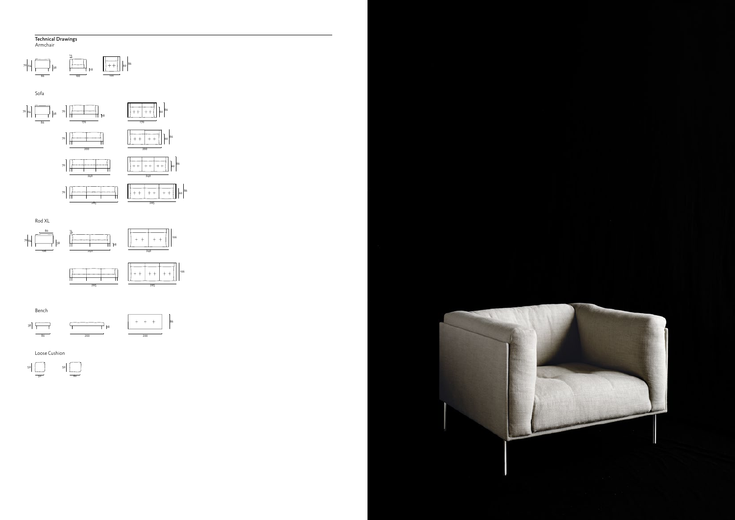**Technical Drawings**

Armchair

70 64 38 86 · 14 18 100 · 60 86 100

Sofa

70 64 38 86 · 70 18 170 · 60 86 170

70 200 · 60 86 200

70 240 · 60 86 240

70 285 · 60 86 285

Rod XL

80 70 64 38 106 · 14 18 240 · 106 240

285 · 106 285

Bench

38 86 · 18 200 · 86 200

Loose Cushion

50 50 · 50 60